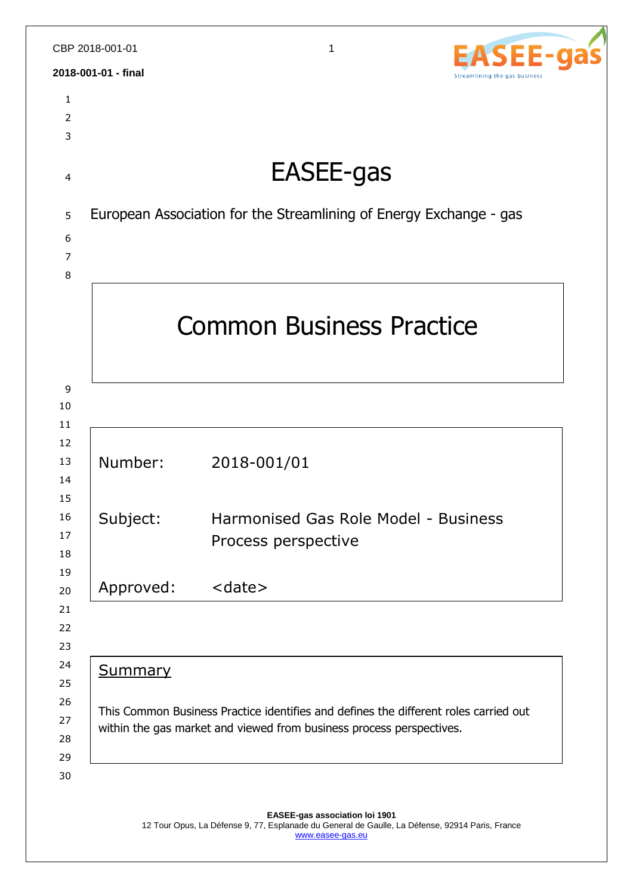# EASEE-gas

European Association for the Streamlining of Energy Exchange - gas

## Common Business Practice

| | |
|---|---|
| Number: | 2018-001/01 |
| Subject: | Harmonised Gas Role Model - Business Process perspective |
| Approved: | <date> |

## Summary

This Common Business Practice identifies and defines the different roles carried out within the gas market and viewed from business process perspectives.

**EASEE-gas association loi 1901**
12 Tour Opus, La Défense 9, 77, Esplanade du General de Gaulle, La Défense, 92914 Paris, France
www.easee-gas.eu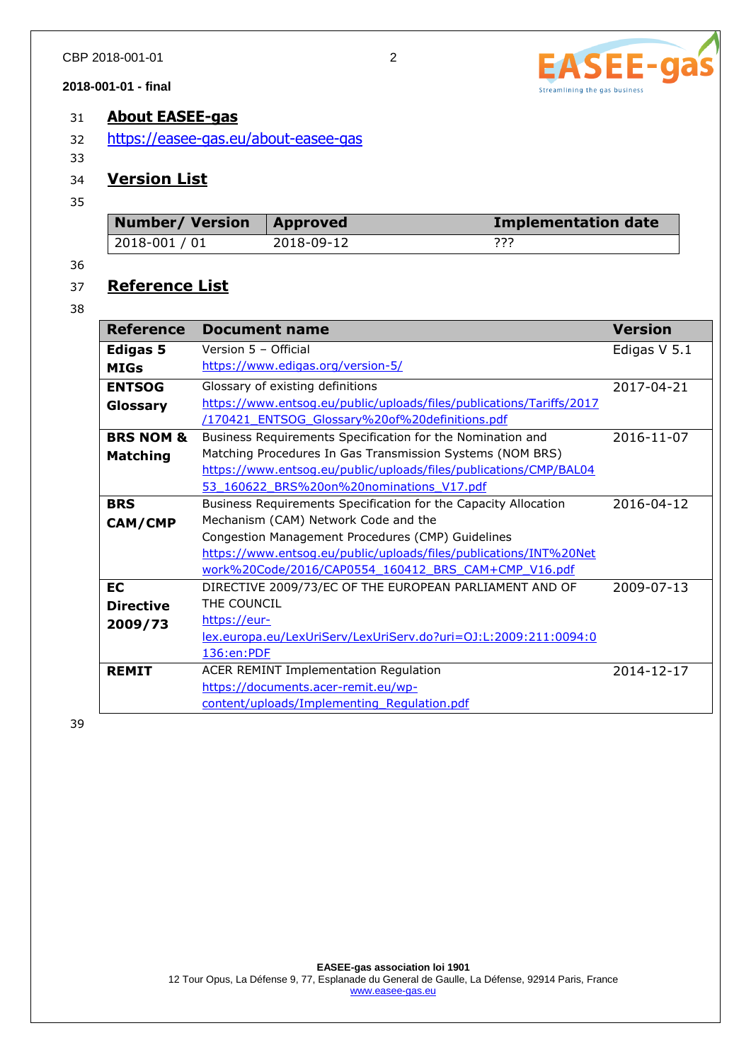## About EASEE-gas

https://easee-gas.eu/about-easee-gas

## Version List

| Number/ Version | Approved | Implementation date |
|---|---|---|
| 2018-001 / 01 | 2018-09-12 | ??? |

## Reference List

| Reference | Document name | Version |
|---|---|---|
| **Edigas 5 MIGs** | Version 5 – Official https://www.edigas.org/version-5/ | Edigas V 5.1 |
| **ENTSOG Glossary** | Glossary of existing definitions https://www.entsog.eu/public/uploads/files/publications/Tariffs/2017/170421_ENTSOG_Glossary%20of%20definitions.pdf | 2017-04-21 |
| **BRS NOM & Matching** | Business Requirements Specification for the Nomination and Matching Procedures In Gas Transmission Systems (NOM BRS) https://www.entsog.eu/public/uploads/files/publications/CMP/BAL0453_160622_BRS%20on%20nominations_V17.pdf | 2016-11-07 |
| **BRS CAM/CMP** | Business Requirements Specification for the Capacity Allocation Mechanism (CAM) Network Code and the Congestion Management Procedures (CMP) Guidelines https://www.entsog.eu/public/uploads/files/publications/INT%20Network%20Code/2016/CAP0554_160412_BRS_CAM+CMP_V16.pdf | 2016-04-12 |
| **EC Directive 2009/73** | DIRECTIVE 2009/73/EC OF THE EUROPEAN PARLIAMENT AND OF THE COUNCIL https://eur-lex.europa.eu/LexUriServ/LexUriServ.do?uri=OJ:L:2009:211:0094:0136:en:PDF | 2009-07-13 |
| **REMIT** | ACER REMINT Implementation Regulation https://documents.acer-remit.eu/wp-content/uploads/Implementing_Regulation.pdf | 2014-12-17 |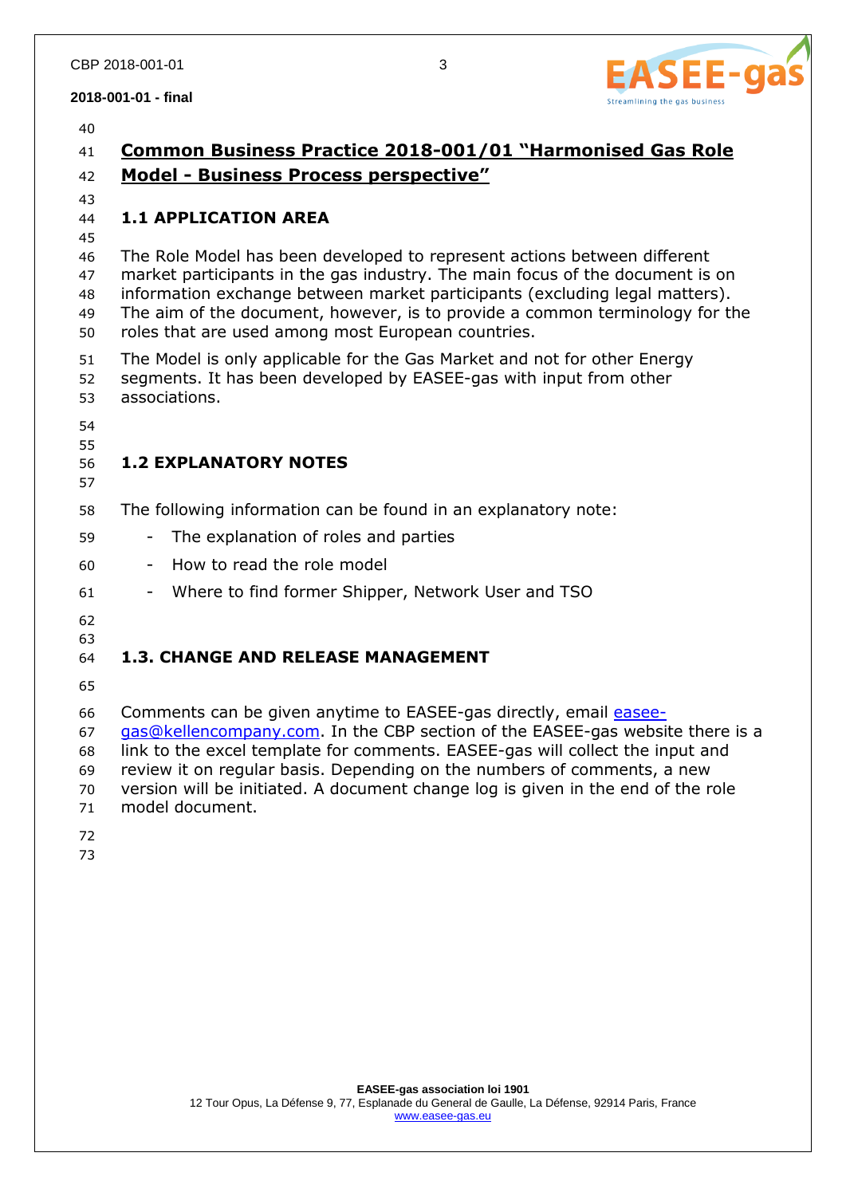# Common Business Practice 2018-001/01 "Harmonised Gas Role Model - Business Process perspective"

## 1.1 APPLICATION AREA

The Role Model has been developed to represent actions between different market participants in the gas industry. The main focus of the document is on information exchange between market participants (excluding legal matters). The aim of the document, however, is to provide a common terminology for the roles that are used among most European countries.

The Model is only applicable for the Gas Market and not for other Energy segments. It has been developed by EASEE-gas with input from other associations.

## 1.2 EXPLANATORY NOTES

The following information can be found in an explanatory note:

- The explanation of roles and parties
- How to read the role model
- Where to find former Shipper, Network User and TSO

## 1.3. CHANGE AND RELEASE MANAGEMENT

Comments can be given anytime to EASEE-gas directly, email easee-gas@kellencompany.com. In the CBP section of the EASEE-gas website there is a link to the excel template for comments. EASEE-gas will collect the input and review it on regular basis. Depending on the numbers of comments, a new version will be initiated. A document change log is given in the end of the role model document.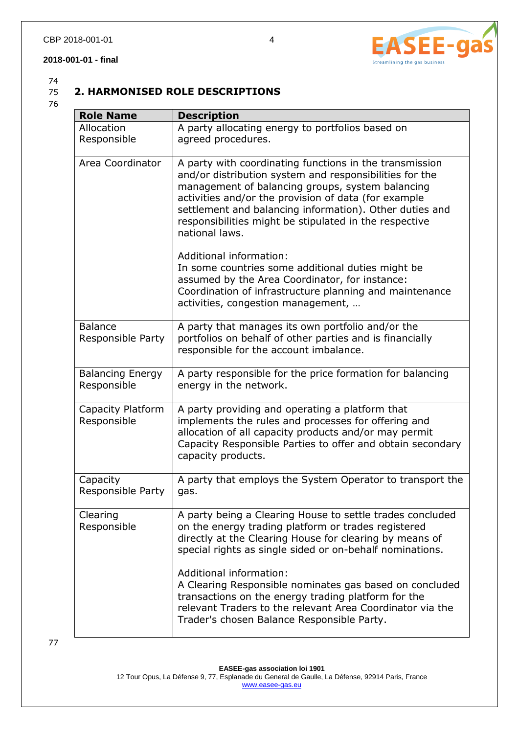## 2. HARMONISED ROLE DESCRIPTIONS

| Role Name | Description |
|---|---|
| Allocation Responsible | A party allocating energy to portfolios based on agreed procedures. |
| Area Coordinator | A party with coordinating functions in the transmission and/or distribution system and responsibilities for the management of balancing groups, system balancing activities and/or the provision of data (for example settlement and balancing information). Other duties and responsibilities might be stipulated in the respective national laws.<br><br>Additional information:<br>In some countries some additional duties might be assumed by the Area Coordinator, for instance: Coordination of infrastructure planning and maintenance activities, congestion management, … |
| Balance Responsible Party | A party that manages its own portfolio and/or the portfolios on behalf of other parties and is financially responsible for the account imbalance. |
| Balancing Energy Responsible | A party responsible for the price formation for balancing energy in the network. |
| Capacity Platform Responsible | A party providing and operating a platform that implements the rules and processes for offering and allocation of all capacity products and/or may permit Capacity Responsible Parties to offer and obtain secondary capacity products. |
| Capacity Responsible Party | A party that employs the System Operator to transport the gas. |
| Clearing Responsible | A party being a Clearing House to settle trades concluded on the energy trading platform or trades registered directly at the Clearing House for clearing by means of special rights as single sided or on-behalf nominations.<br><br>Additional information:<br>A Clearing Responsible nominates gas based on concluded transactions on the energy trading platform for the relevant Traders to the relevant Area Coordinator via the Trader's chosen Balance Responsible Party. |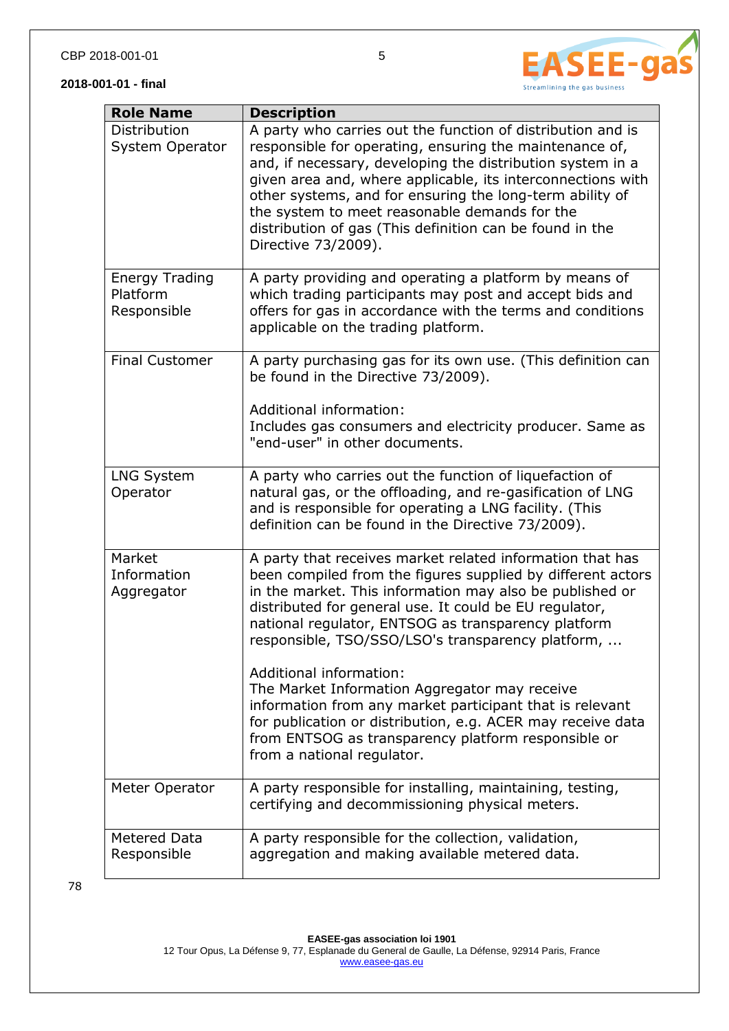| Role Name | Description |
|---|---|
| Distribution System Operator | A party who carries out the function of distribution and is responsible for operating, ensuring the maintenance of, and, if necessary, developing the distribution system in a given area and, where applicable, its interconnections with other systems, and for ensuring the long-term ability of the system to meet reasonable demands for the distribution of gas (This definition can be found in the Directive 73/2009). |
| Energy Trading Platform Responsible | A party providing and operating a platform by means of which trading participants may post and accept bids and offers for gas in accordance with the terms and conditions applicable on the trading platform. |
| Final Customer | A party purchasing gas for its own use. (This definition can be found in the Directive 73/2009).<br><br>Additional information:<br>Includes gas consumers and electricity producer. Same as "end-user" in other documents. |
| LNG System Operator | A party who carries out the function of liquefaction of natural gas, or the offloading, and re-gasification of LNG and is responsible for operating a LNG facility. (This definition can be found in the Directive 73/2009). |
| Market Information Aggregator | A party that receives market related information that has been compiled from the figures supplied by different actors in the market. This information may also be published or distributed for general use. It could be EU regulator, national regulator, ENTSOG as transparency platform responsible, TSO/SSO/LSO's transparency platform, ...<br><br>Additional information:<br>The Market Information Aggregator may receive information from any market participant that is relevant for publication or distribution, e.g. ACER may receive data from ENTSOG as transparency platform responsible or from a national regulator. |
| Meter Operator | A party responsible for installing, maintaining, testing, certifying and decommissioning physical meters. |
| Metered Data Responsible | A party responsible for the collection, validation, aggregation and making available metered data. |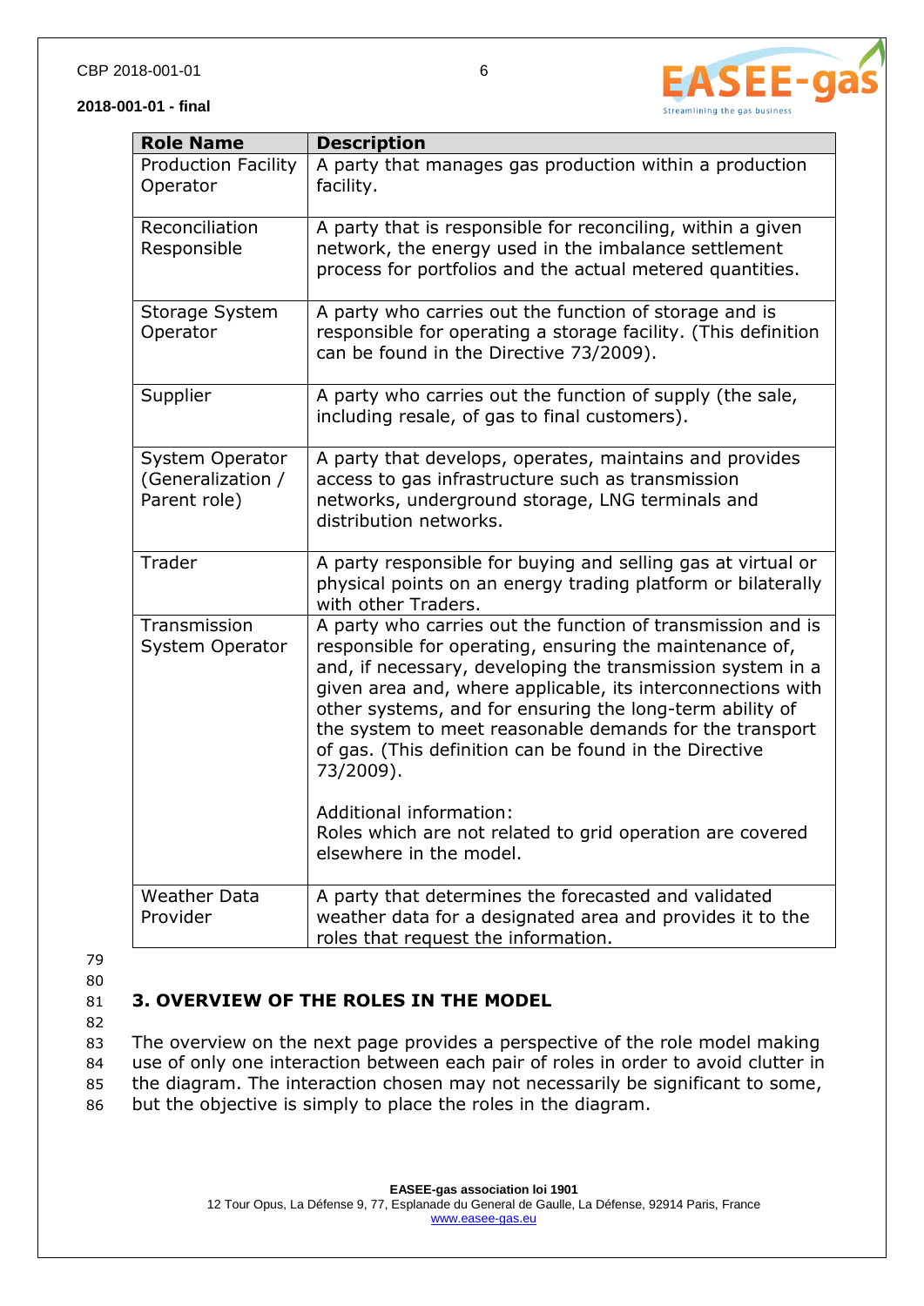| Role Name | Description |
|---|---|
| Production Facility Operator | A party that manages gas production within a production facility. |
| Reconciliation Responsible | A party that is responsible for reconciling, within a given network, the energy used in the imbalance settlement process for portfolios and the actual metered quantities. |
| Storage System Operator | A party who carries out the function of storage and is responsible for operating a storage facility. (This definition can be found in the Directive 73/2009). |
| Supplier | A party who carries out the function of supply (the sale, including resale, of gas to final customers). |
| System Operator (Generalization / Parent role) | A party that develops, operates, maintains and provides access to gas infrastructure such as transmission networks, underground storage, LNG terminals and distribution networks. |
| Trader | A party responsible for buying and selling gas at virtual or physical points on an energy trading platform or bilaterally with other Traders. |
| Transmission System Operator | A party who carries out the function of transmission and is responsible for operating, ensuring the maintenance of, and, if necessary, developing the transmission system in a given area and, where applicable, its interconnections with other systems, and for ensuring the long-term ability of the system to meet reasonable demands for the transport of gas. (This definition can be found in the Directive 73/2009).<br><br>Additional information:<br>Roles which are not related to grid operation are covered elsewhere in the model. |
| Weather Data Provider | A party that determines the forecasted and validated weather data for a designated area and provides it to the roles that request the information. |

## 3. OVERVIEW OF THE ROLES IN THE MODEL

The overview on the next page provides a perspective of the role model making use of only one interaction between each pair of roles in order to avoid clutter in the diagram. The interaction chosen may not necessarily be significant to some, but the objective is simply to place the roles in the diagram.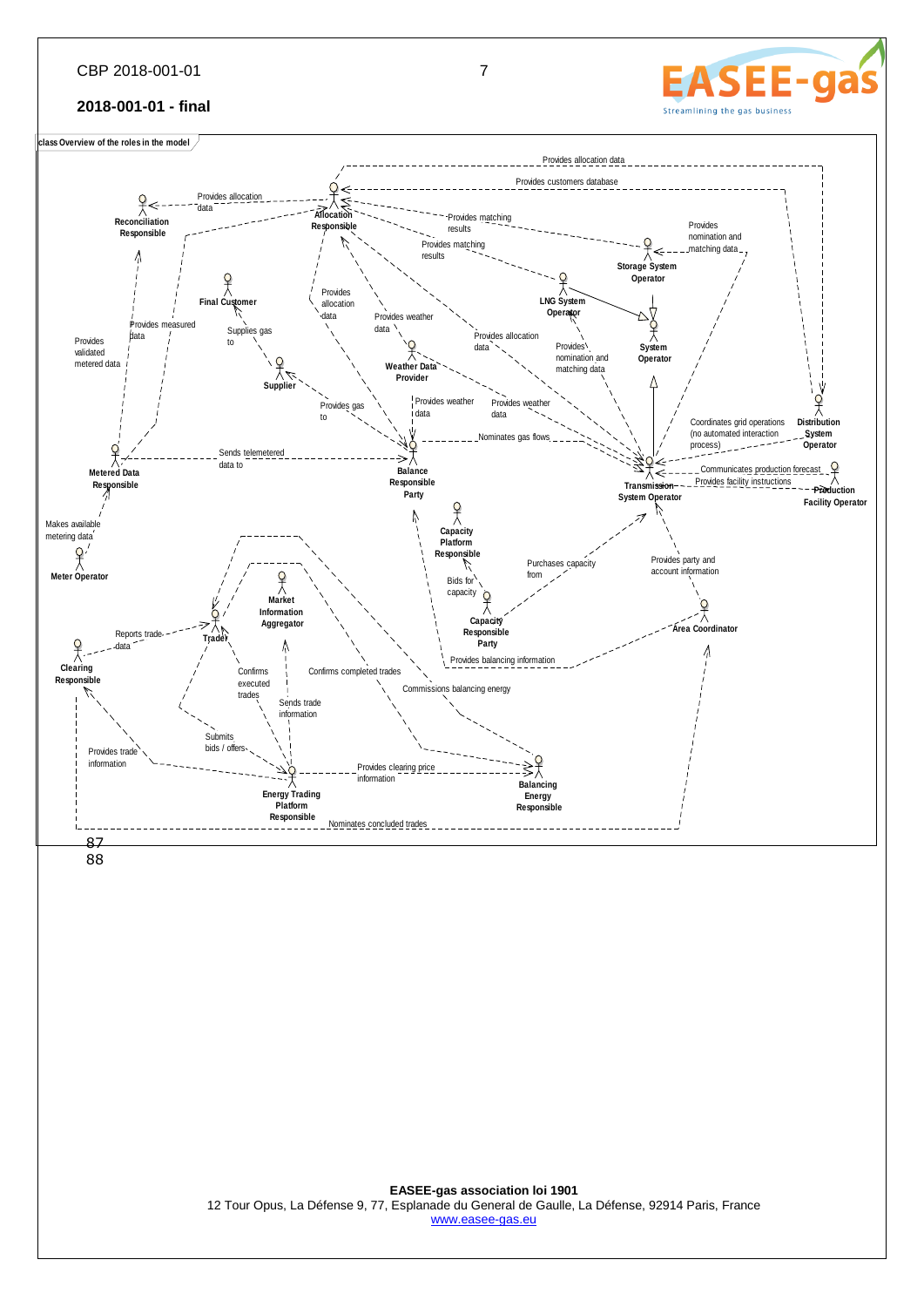class Overview of the roles in the model

Reconciliation Responsible

Allocation Responsible

Final Customer

Supplier

Weather Data Provider

LNG System Operator

Storage System Operator

System Operator

Distribution System Operator

Transmission System Operator

Production Facility Operator

Metered Data Responsible

Meter Operator

Balance Responsible Party

Capacity Platform Responsible

Capacity Responsible Party

Area Coordinator

Market Information Aggregator

Trader

Clearing Responsible

Energy Trading Platform Responsible

Balancing Energy Responsible

Provides allocation data

Provides customers database

Provides matching results

Provides nomination and matching data

Provides allocation data

Provides measured data

Provides validated metered data

Supplies gas to

Provides weather data

Provides allocation data

Provides nomination and matching data

Provides weather data

Provides gas to

Nominates gas flows

Coordinates grid operations (no automated interaction process)

Communicates production forecast

Provides facility instructions

Sends telemetered data to

Makes available metering data

Bids for capacity

Purchases capacity from

Provides party and account information

Provides balancing information

Reports trade data

Confirms executed trades

Confirms completed trades

Commissions balancing energy

Sends trade information

Submits bids / offers

Provides trade information

Provides clearing price information

Nominates concluded trades

87
88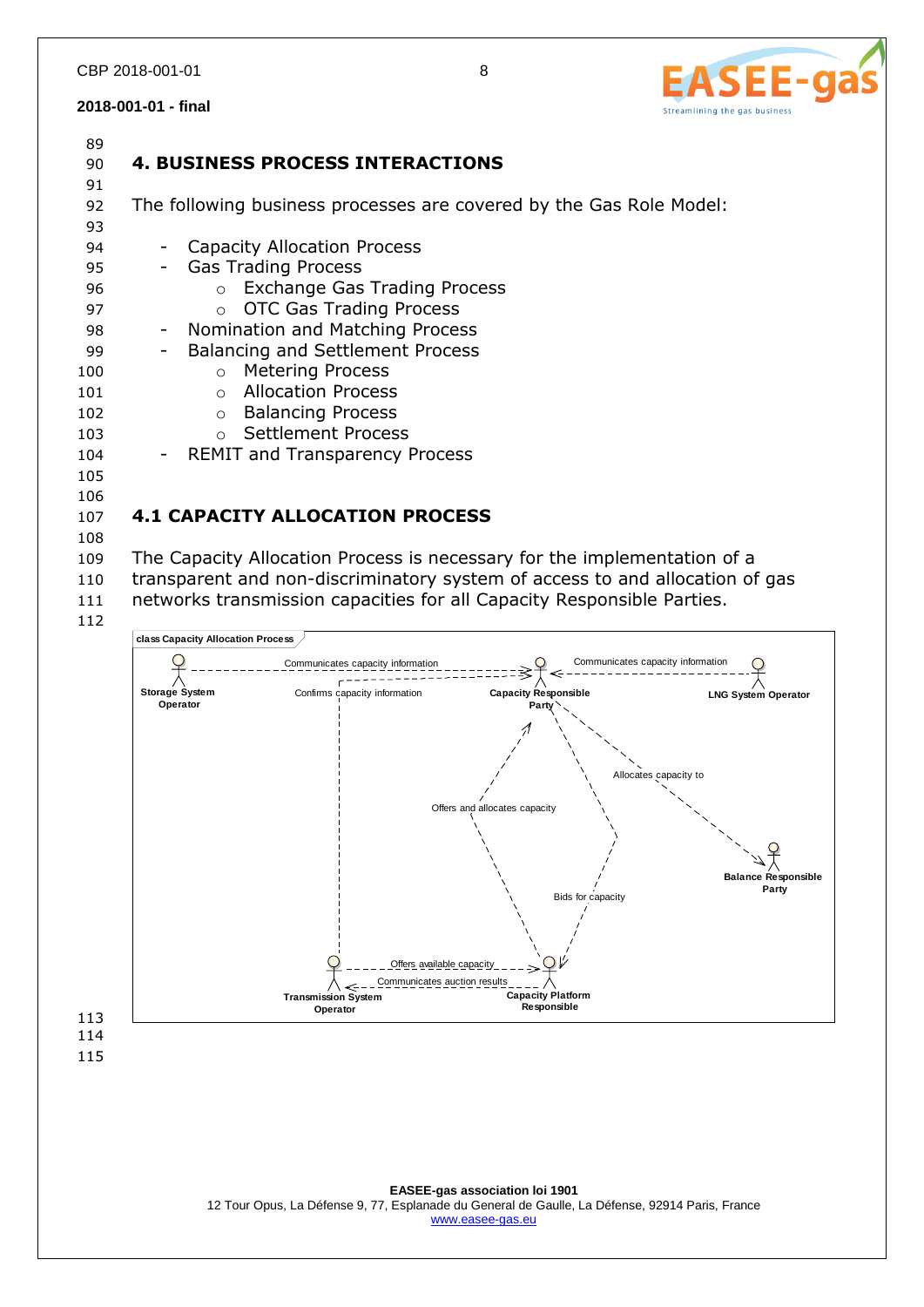# 4. BUSINESS PROCESS INTERACTIONS

The following business processes are covered by the Gas Role Model:

- Capacity Allocation Process
- Gas Trading Process
  - Exchange Gas Trading Process
  - OTC Gas Trading Process
- Nomination and Matching Process
- Balancing and Settlement Process
  - Metering Process
  - Allocation Process
  - Balancing Process
  - Settlement Process
- REMIT and Transparency Process

## 4.1 CAPACITY ALLOCATION PROCESS

The Capacity Allocation Process is necessary for the implementation of a transparent and non-discriminatory system of access to and allocation of gas networks transmission capacities for all Capacity Responsible Parties.

class Capacity Allocation Process

Storage System Operator — Communicates capacity information → Capacity Responsible Party

LNG System Operator — Communicates capacity information → Capacity Responsible Party

Transmission System Operator — Confirms capacity information → Capacity Responsible Party

Capacity Responsible Party — Allocates capacity to → Balance Responsible Party

Capacity Platform Responsible — Offers and allocates capacity → Capacity Responsible Party

Capacity Responsible Party — Bids for capacity → Capacity Platform Responsible

Transmission System Operator — Offers available capacity → Capacity Platform Responsible

Capacity Platform Responsible — Communicates auction results → Transmission System Operator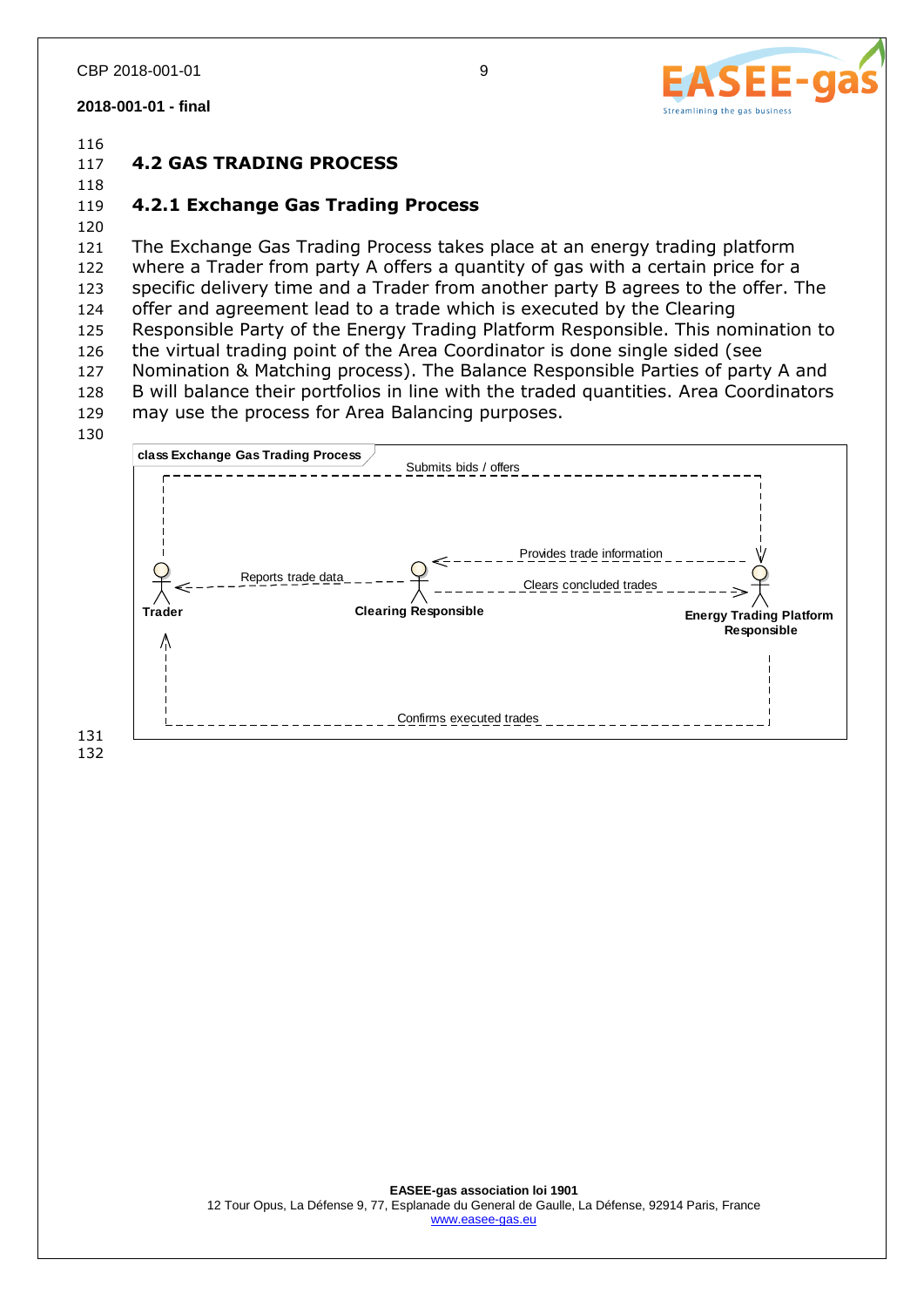## 4.2 GAS TRADING PROCESS

### 4.2.1 Exchange Gas Trading Process

The Exchange Gas Trading Process takes place at an energy trading platform where a Trader from party A offers a quantity of gas with a certain price for a specific delivery time and a Trader from another party B agrees to the offer. The offer and agreement lead to a trade which is executed by the Clearing Responsible Party of the Energy Trading Platform Responsible. This nomination to the virtual trading point of the Area Coordinator is done single sided (see Nomination & Matching process). The Balance Responsible Parties of party A and B will balance their portfolios in line with the traded quantities. Area Coordinators may use the process for Area Balancing purposes.

class Exchange Gas Trading Process

Submits bids / offers

Provides trade information

Reports trade data

Clears concluded trades

Trader

Clearing Responsible

Energy Trading Platform Responsible

Confirms executed trades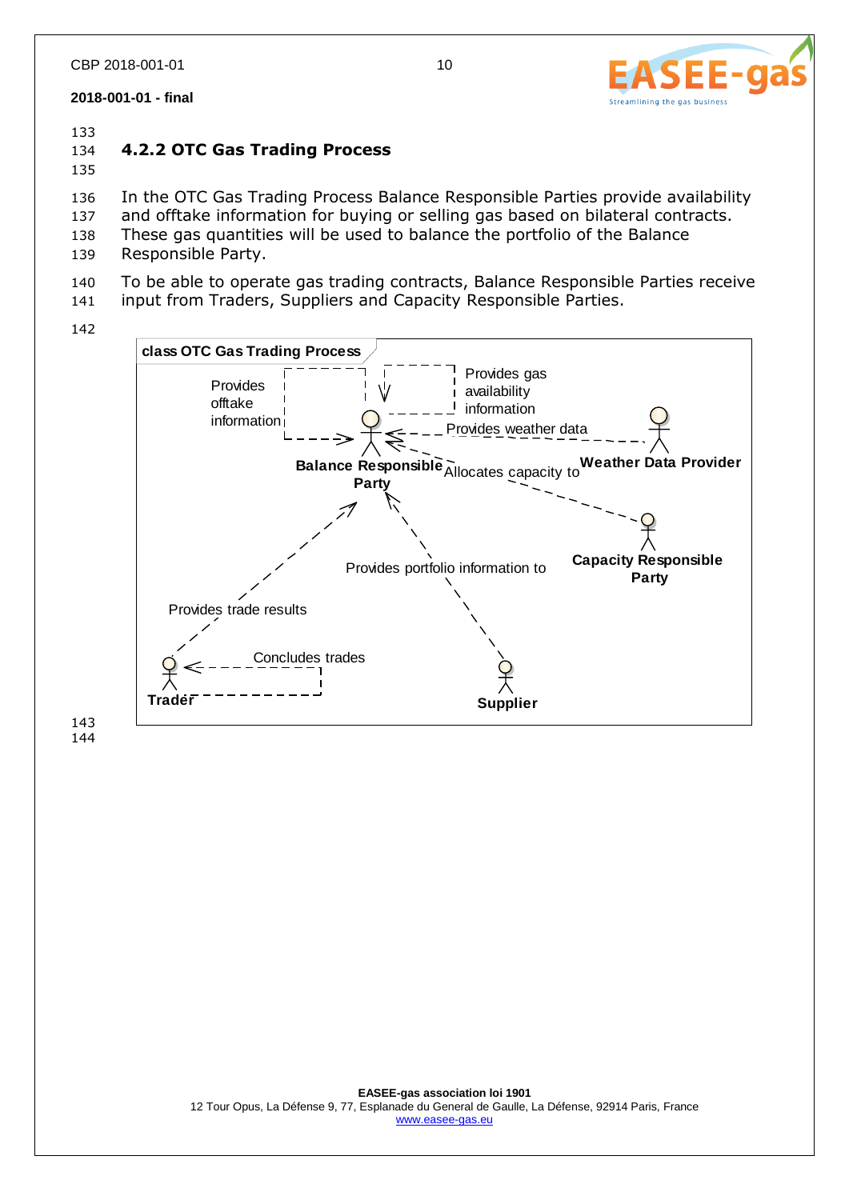### 4.2.2 OTC Gas Trading Process

In the OTC Gas Trading Process Balance Responsible Parties provide availability and offtake information for buying or selling gas based on bilateral contracts. These gas quantities will be used to balance the portfolio of the Balance Responsible Party.

To be able to operate gas trading contracts, Balance Responsible Parties receive input from Traders, Suppliers and Capacity Responsible Parties.

class OTC Gas Trading Process

Actors: Balance Responsible Party, Weather Data Provider, Capacity Responsible Party, Trader, Supplier

- Balance Responsible Party → Balance Responsible Party: Provides offtake information
- Balance Responsible Party → Balance Responsible Party: Provides gas availability information
- Weather Data Provider → Balance Responsible Party: Provides weather data
- Capacity Responsible Party → Balance Responsible Party: Allocates capacity to
- Trader → Balance Responsible Party: Provides trade results
- Supplier → Balance Responsible Party: Provides portfolio information to
- Trader → Trader: Concludes trades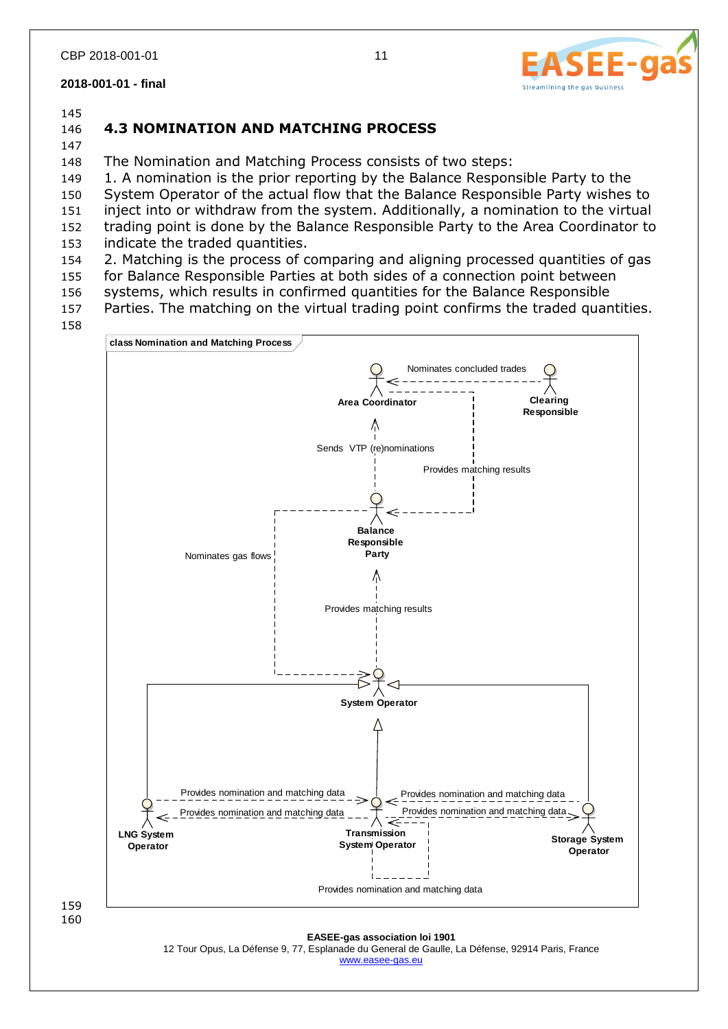## 4.3 NOMINATION AND MATCHING PROCESS

The Nomination and Matching Process consists of two steps:

1. A nomination is the prior reporting by the Balance Responsible Party to the System Operator of the actual flow that the Balance Responsible Party wishes to inject into or withdraw from the system. Additionally, a nomination to the virtual trading point is done by the Balance Responsible Party to the Area Coordinator to indicate the traded quantities.
2. Matching is the process of comparing and aligning processed quantities of gas for Balance Responsible Parties at both sides of a connection point between systems, which results in confirmed quantities for the Balance Responsible Parties. The matching on the virtual trading point confirms the traded quantities.

class Nomination and Matching Process

Area Coordinator
Clearing Responsible
Nominates concluded trades
Sends VTP (re)nominations
Provides matching results
Balance Responsible Party
Nominates gas flows
Provides matching results
System Operator
Provides nomination and matching data
Provides nomination and matching data
Provides nomination and matching data
Provides nomination and matching data
LNG System Operator
Transmission System Operator
Storage System Operator
Provides nomination and matching data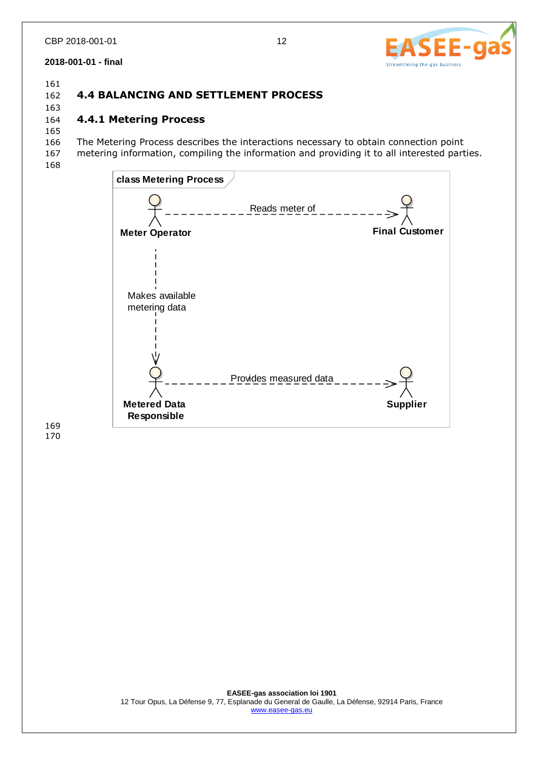## 4.4 BALANCING AND SETTLEMENT PROCESS

### 4.4.1 Metering Process

The Metering Process describes the interactions necessary to obtain connection point metering information, compiling the information and providing it to all interested parties.

class Metering Process

Meter Operator — Reads meter of → Final Customer

Meter Operator — Makes available metering data → Metered Data Responsible

Metered Data Responsible — Provides measured data → Supplier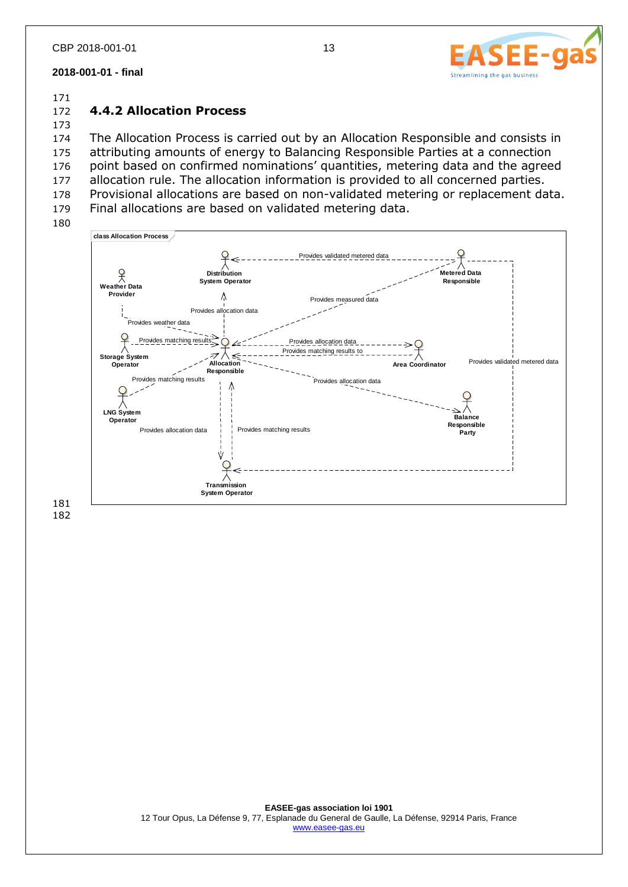### 4.4.2 Allocation Process

The Allocation Process is carried out by an Allocation Responsible and consists in attributing amounts of energy to Balancing Responsible Parties at a connection point based on confirmed nominations' quantities, metering data and the agreed allocation rule. The allocation information is provided to all concerned parties. Provisional allocations are based on non-validated metering or replacement data. Final allocations are based on validated metering data.

class Allocation Process

- Metered Data Responsible → Distribution System Operator: Provides validated metered data
- Metered Data Responsible → Allocation Responsible: Provides measured data
- Metered Data Responsible → Transmission System Operator: Provides validated metered data
- Weather Data Provider → Allocation Responsible: Provides weather data
- Allocation Responsible → Distribution System Operator: Provides allocation data
- Storage System Operator → Allocation Responsible: Provides matching results
- LNG System Operator → Allocation Responsible: Provides matching results
- Allocation Responsible → Area Coordinator: Provides allocation data
- Area Coordinator → Allocation Responsible: Provides matching results to
- Allocation Responsible → Balance Responsible Party: Provides allocation data
- Allocation Responsible → Transmission System Operator: Provides allocation data
- Transmission System Operator → Allocation Responsible: Provides matching results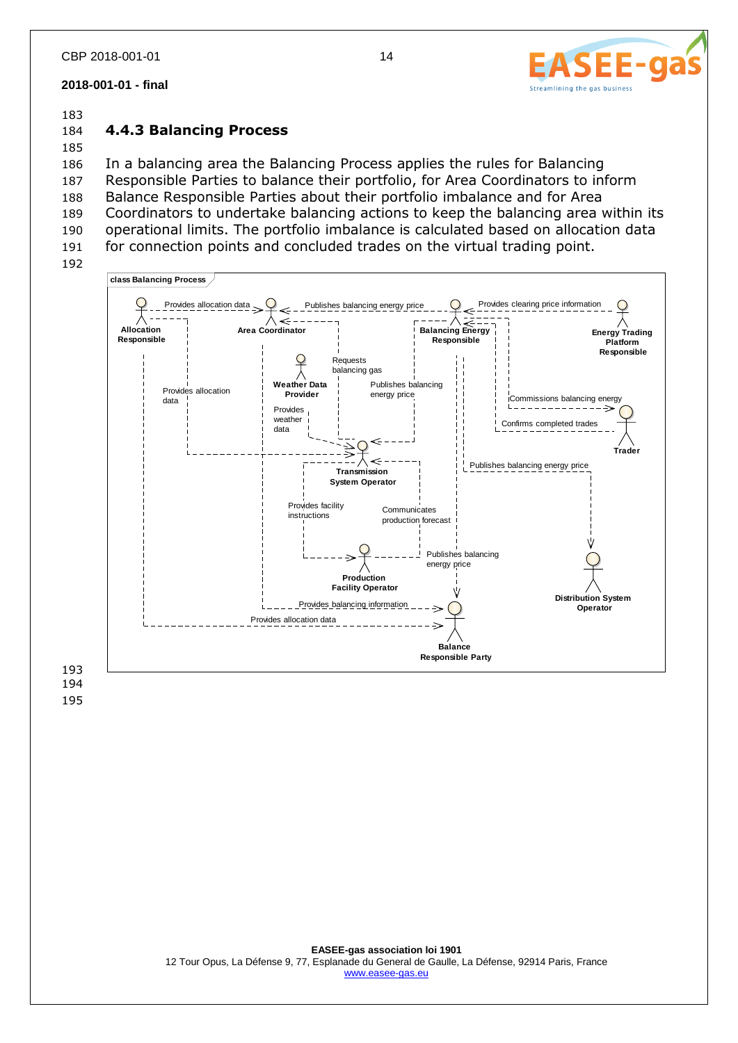### 4.4.3 Balancing Process

In a balancing area the Balancing Process applies the rules for Balancing Responsible Parties to balance their portfolio, for Area Coordinators to inform Balance Responsible Parties about their portfolio imbalance and for Area Coordinators to undertake balancing actions to keep the balancing area within its operational limits. The portfolio imbalance is calculated based on allocation data for connection points and concluded trades on the virtual trading point.

class Balancing Process

Allocation Responsible · Provides allocation data → Area Coordinator
Balancing Energy Responsible · Publishes balancing energy price → Area Coordinator
Energy Trading Platform Responsible · Provides clearing price information → Balancing Energy Responsible
Area Coordinator · Requests balancing gas → Transmission System Operator
Balancing Energy Responsible · Publishes balancing energy price → Transmission System Operator
Weather Data Provider · Provides weather data → Transmission System Operator
Allocation Responsible · Provides allocation data → Transmission System Operator
Balancing Energy Responsible · Commissions balancing energy → Trader
Trader · Confirms completed trades → Balancing Energy Responsible
Balancing Energy Responsible · Publishes balancing energy price → Distribution System Operator
Transmission System Operator · Provides facility instructions → Production Facility Operator
Production Facility Operator · Communicates production forecast → Transmission System Operator
Balancing Energy Responsible · Publishes balancing energy price → Balance Responsible Party
Area Coordinator · Provides balancing information → Balance Responsible Party
Allocation Responsible · Provides allocation data → Balance Responsible Party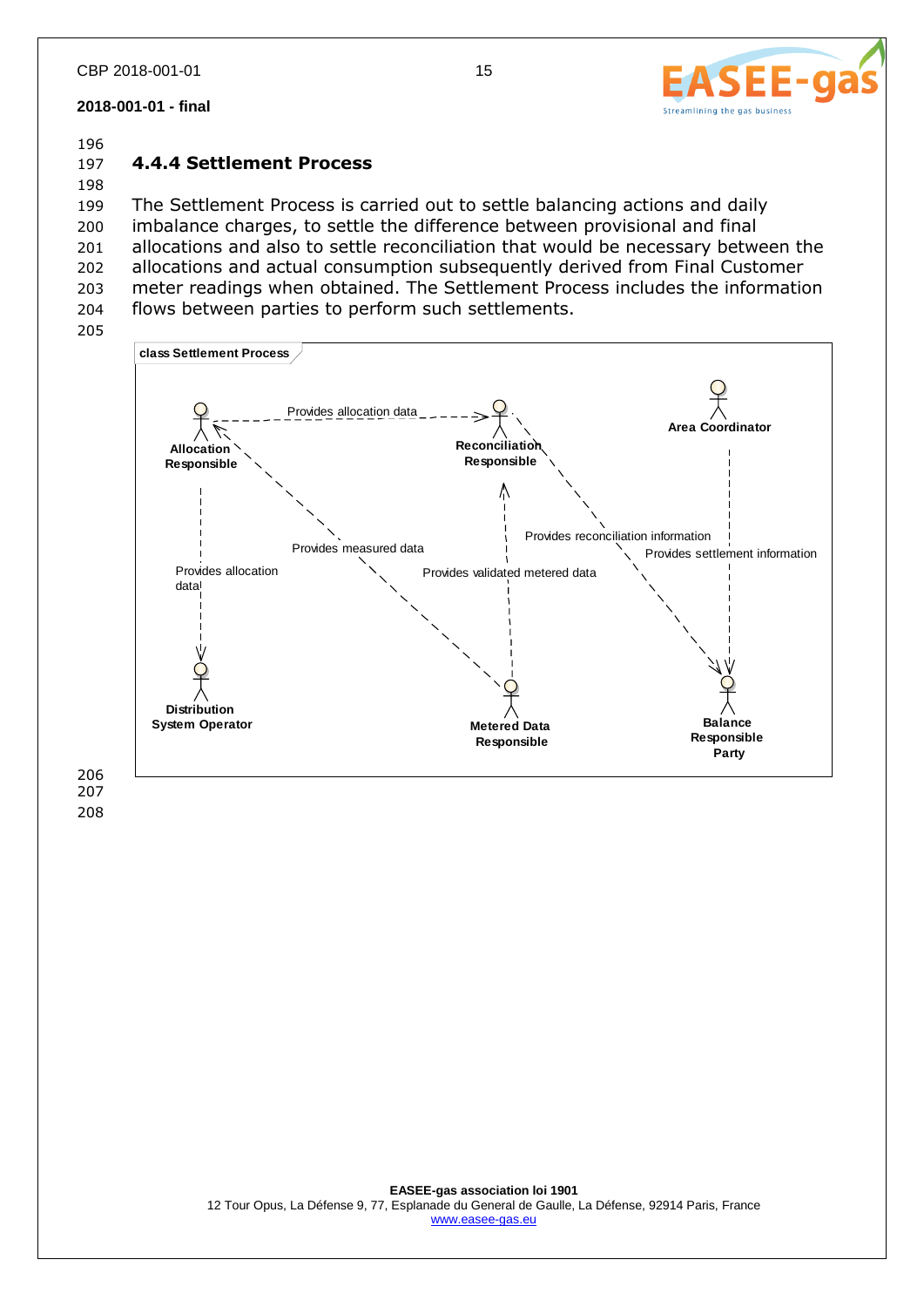### 4.4.4 Settlement Process

The Settlement Process is carried out to settle balancing actions and daily imbalance charges, to settle the difference between provisional and final allocations and also to settle reconciliation that would be necessary between the allocations and actual consumption subsequently derived from Final Customer meter readings when obtained. The Settlement Process includes the information flows between parties to perform such settlements.

**class Settlement Process**

Allocation Responsible — Provides allocation data → Reconciliation Responsible

Allocation Responsible — Provides allocation data → Distribution System Operator

Metered Data Responsible — Provides measured data → Allocation Responsible

Metered Data Responsible — Provides validated metered data → Reconciliation Responsible

Reconciliation Responsible — Provides reconciliation information → Balance Responsible Party

Area Coordinator — Provides settlement information → Balance Responsible Party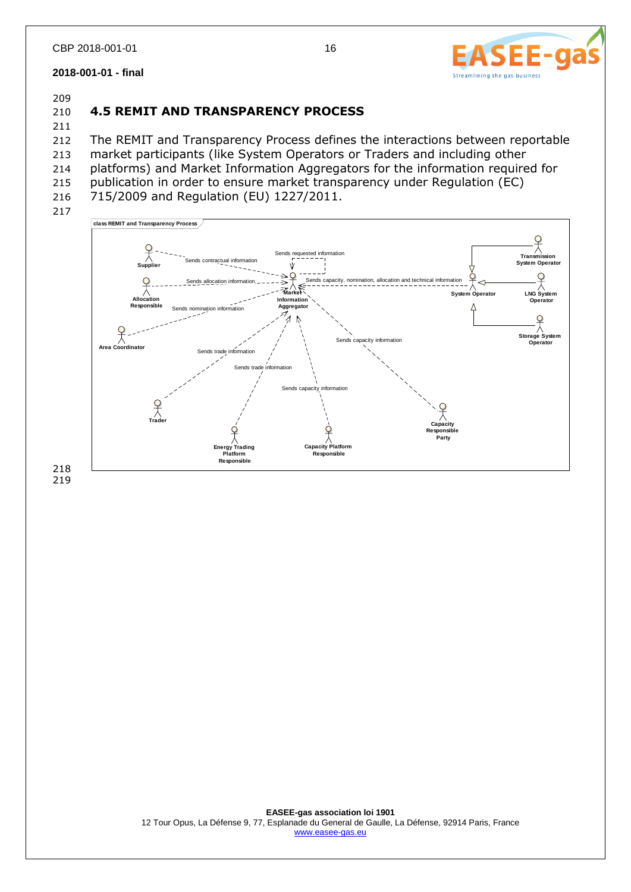## 4.5 REMIT AND TRANSPARENCY PROCESS

The REMIT and Transparency Process defines the interactions between reportable market participants (like System Operators or Traders and including other platforms) and Market Information Aggregators for the information required for publication in order to ensure market transparency under Regulation (EC) 715/2009 and Regulation (EU) 1227/2011.

class REMIT and Transparency Process

Supplier
Sends contractual information
Sends requested information
Transmission System Operator
Allocation Responsible
Sends allocation information
Sends capacity, nomination, allocation and technical information
Market Information Aggregator
System Operator
LNG System Operator
Sends nomination information
Area Coordinator
Storage System Operator
Sends capacity information
Sends trade information
Sends trade information
Sends capacity information
Trader
Capacity Responsible Party
Energy Trading Platform Responsible
Capacity Platform Responsible